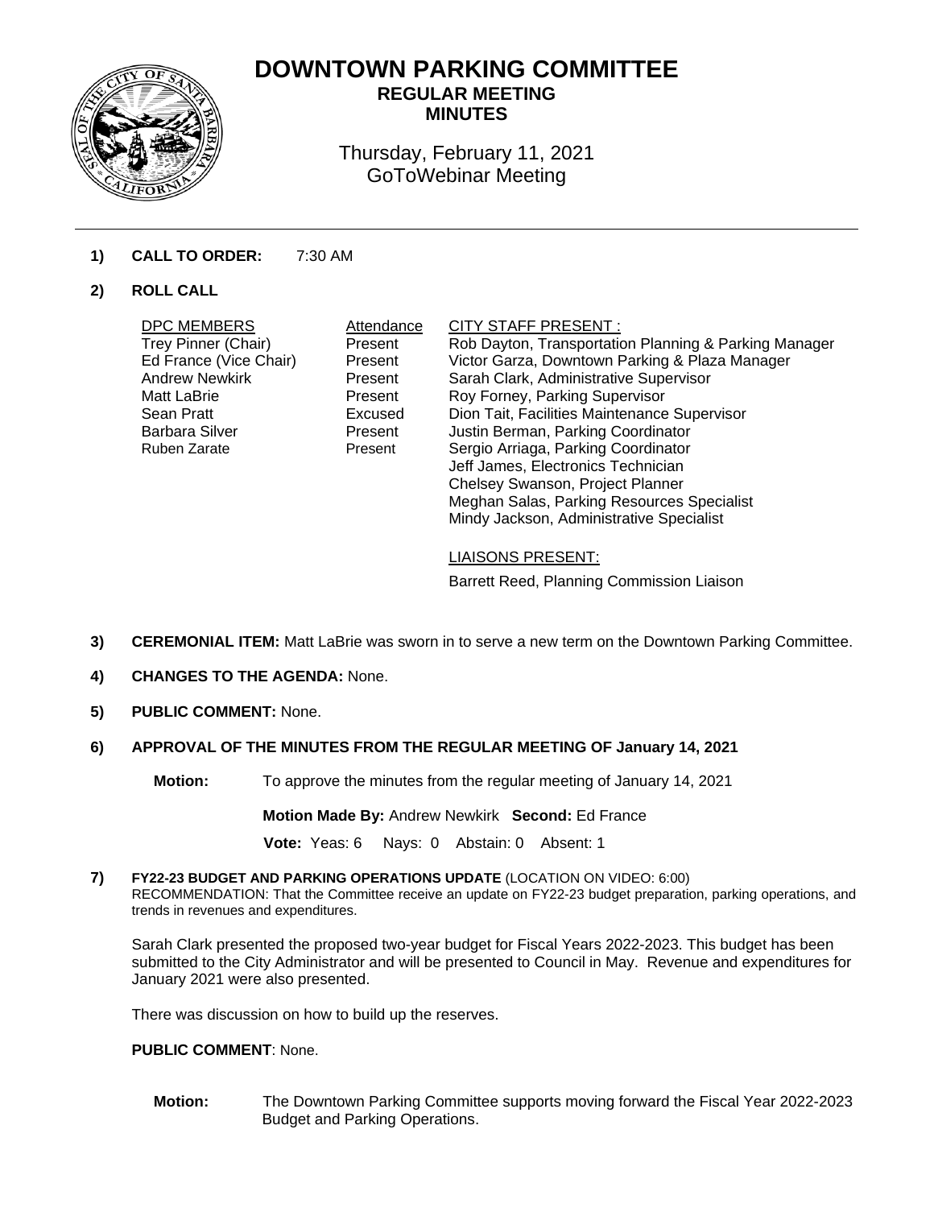# DOWNTOWN PARKING COMMITTEE

## REGULAR MEETING
## MINUTES

Thursday, February 11, 2021
GoToWebinar Meeting

**1) CALL TO ORDER:** 7:30 AM

**2) ROLL CALL**

| DPC MEMBERS | Attendance | CITY STAFF PRESENT : |
|---|---|---|
| Trey Pinner (Chair) | Present | Rob Dayton, Transportation Planning & Parking Manager |
| Ed France (Vice Chair) | Present | Victor Garza, Downtown Parking & Plaza Manager |
| Andrew Newkirk | Present | Sarah Clark, Administrative Supervisor |
| Matt LaBrie | Present | Roy Forney, Parking Supervisor |
| Sean Pratt | Excused | Dion Tait, Facilities Maintenance Supervisor |
| Barbara Silver | Present | Justin Berman, Parking Coordinator |
| Ruben Zarate | Present | Sergio Arriaga, Parking Coordinator |
| | | Jeff James, Electronics Technician |
| | | Chelsey Swanson, Project Planner |
| | | Meghan Salas, Parking Resources Specialist |
| | | Mindy Jackson, Administrative Specialist |

LIAISONS PRESENT:

Barrett Reed, Planning Commission Liaison

**3) CEREMONIAL ITEM:** Matt LaBrie was sworn in to serve a new term on the Downtown Parking Committee.

**4) CHANGES TO THE AGENDA:** None.

**5) PUBLIC COMMENT:** None.

**6) APPROVAL OF THE MINUTES FROM THE REGULAR MEETING OF January 14, 2021**

**Motion:** To approve the minutes from the regular meeting of January 14, 2021

**Motion Made By:** Andrew Newkirk **Second:** Ed France

**Vote:** Yeas: 6 Nays: 0 Abstain: 0 Absent: 1

**7) FY22-23 BUDGET AND PARKING OPERATIONS UPDATE** (LOCATION ON VIDEO: 6:00)
RECOMMENDATION: That the Committee receive an update on FY22-23 budget preparation, parking operations, and trends in revenues and expenditures.

Sarah Clark presented the proposed two-year budget for Fiscal Years 2022-2023. This budget has been submitted to the City Administrator and will be presented to Council in May. Revenue and expenditures for January 2021 were also presented.

There was discussion on how to build up the reserves.

**PUBLIC COMMENT**: None.

**Motion:** The Downtown Parking Committee supports moving forward the Fiscal Year 2022-2023 Budget and Parking Operations.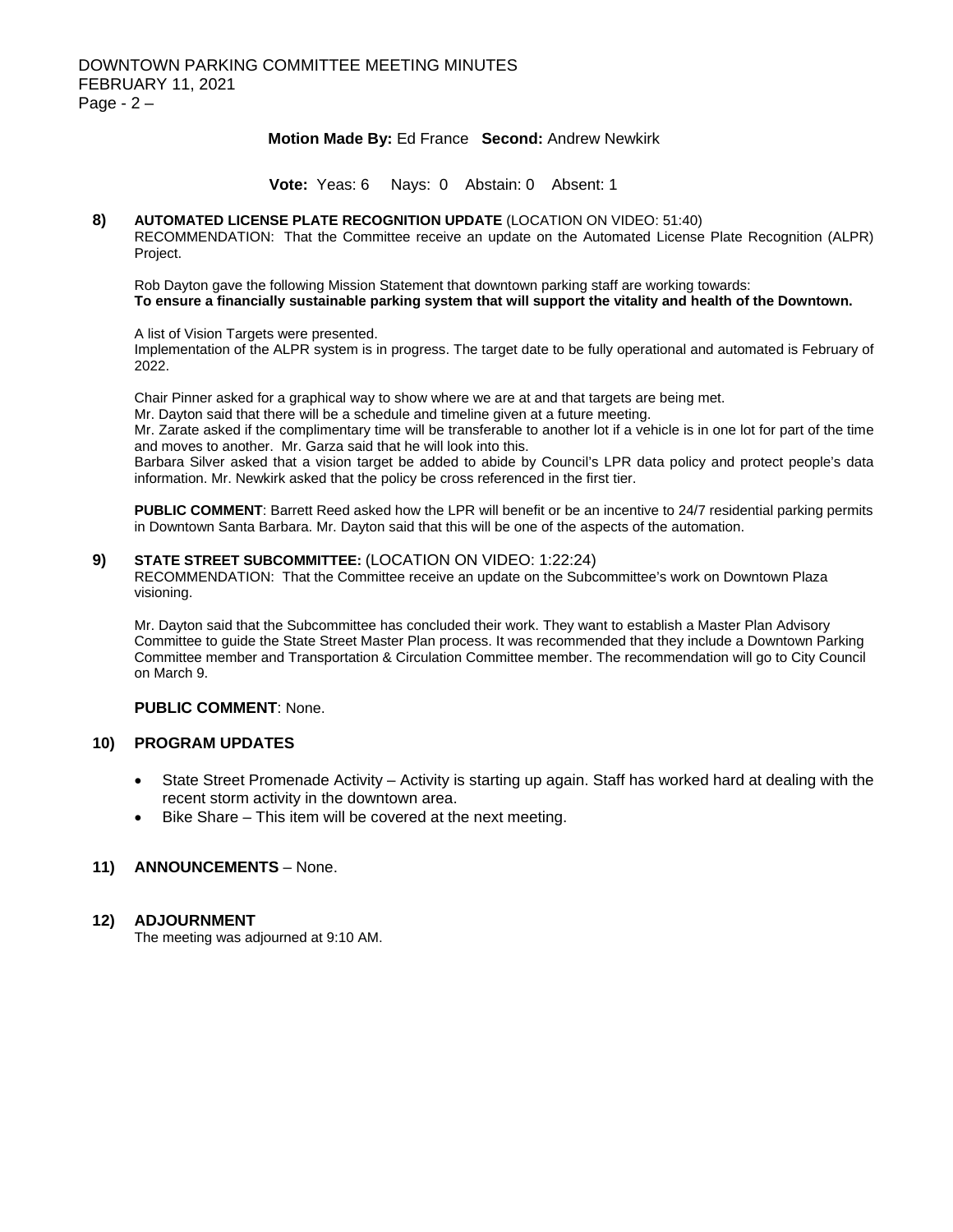**Motion Made By:** Ed France **Second:** Andrew Newkirk

**Vote:** Yeas: 6 Nays: 0 Abstain: 0 Absent: 1

**8) AUTOMATED LICENSE PLATE RECOGNITION UPDATE** (LOCATION ON VIDEO: 51:40)
RECOMMENDATION: That the Committee receive an update on the Automated License Plate Recognition (ALPR) Project.

Rob Dayton gave the following Mission Statement that downtown parking staff are working towards:
**To ensure a financially sustainable parking system that will support the vitality and health of the Downtown.**

A list of Vision Targets were presented.
Implementation of the ALPR system is in progress. The target date to be fully operational and automated is February of 2022.

Chair Pinner asked for a graphical way to show where we are at and that targets are being met.
Mr. Dayton said that there will be a schedule and timeline given at a future meeting.
Mr. Zarate asked if the complimentary time will be transferable to another lot if a vehicle is in one lot for part of the time and moves to another. Mr. Garza said that he will look into this.
Barbara Silver asked that a vision target be added to abide by Council's LPR data policy and protect people's data information. Mr. Newkirk asked that the policy be cross referenced in the first tier.

**PUBLIC COMMENT**: Barrett Reed asked how the LPR will benefit or be an incentive to 24/7 residential parking permits in Downtown Santa Barbara. Mr. Dayton said that this will be one of the aspects of the automation.

**9) STATE STREET SUBCOMMITTEE:** (LOCATION ON VIDEO: 1:22:24)
RECOMMENDATION: That the Committee receive an update on the Subcommittee's work on Downtown Plaza visioning.

Mr. Dayton said that the Subcommittee has concluded their work. They want to establish a Master Plan Advisory Committee to guide the State Street Master Plan process. It was recommended that they include a Downtown Parking Committee member and Transportation & Circulation Committee member. The recommendation will go to City Council on March 9.

**PUBLIC COMMENT**: None.

**10) PROGRAM UPDATES**

- State Street Promenade Activity – Activity is starting up again. Staff has worked hard at dealing with the recent storm activity in the downtown area.
- Bike Share – This item will be covered at the next meeting.

**11) ANNOUNCEMENTS** – None.

**12) ADJOURNMENT**
The meeting was adjourned at 9:10 AM.